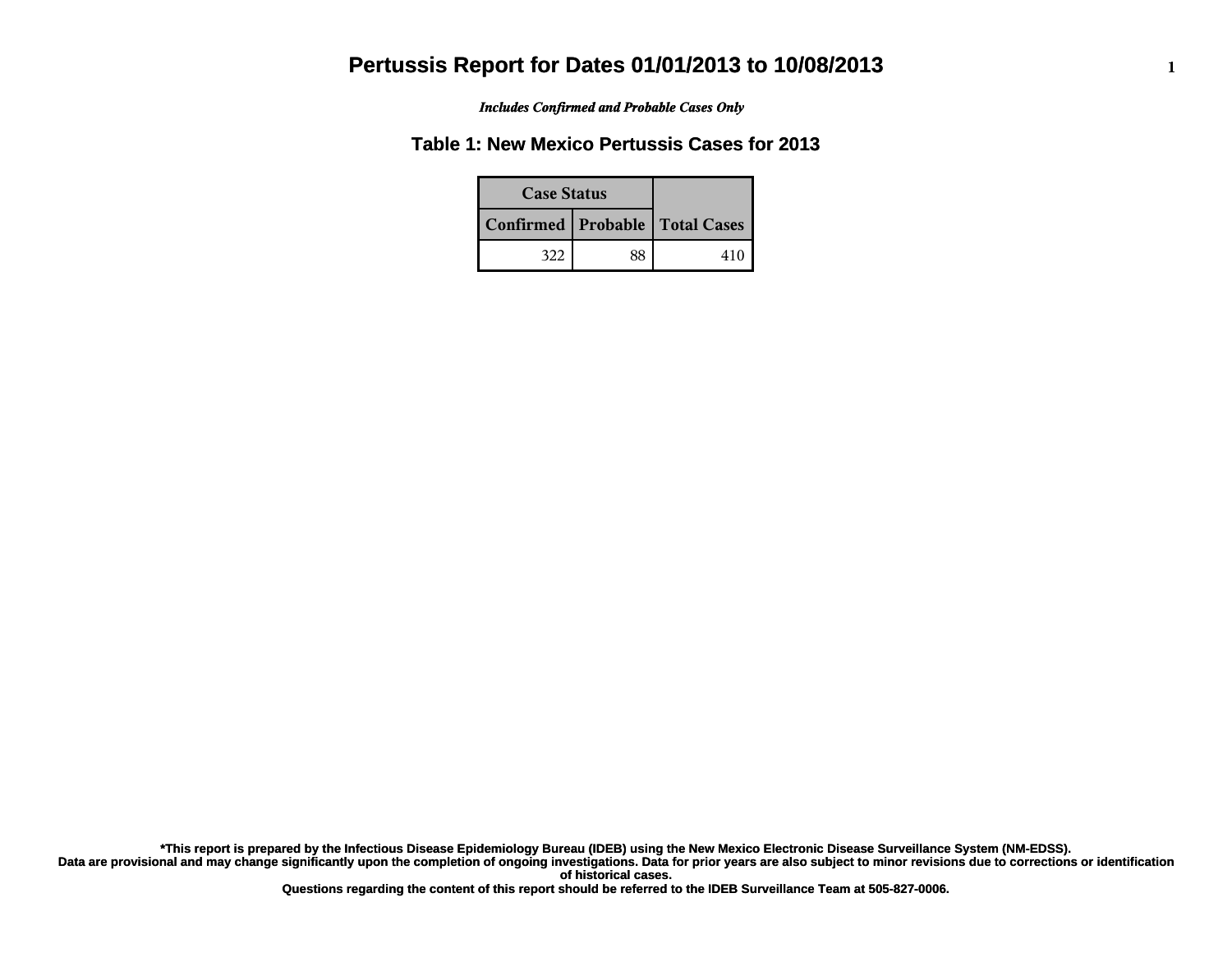# Pertussis Report for Dates 01/01/2013 to 10/08/2013

*Includes Confirmed and Probable Cases Only*

## Table 1: New Mexico Pertussis Cases for 2013

| Case Status | | |
|---|---|---|
| Confirmed | Probable | Total Cases |
| 322 | 88 | 410 |

**\*This report is prepared by the Infectious Disease Epidemiology Bureau (IDEB) using the New Mexico Electronic Disease Surveillance System (NM-EDSS).**
**Data are provisional and may change significantly upon the completion of ongoing investigations. Data for prior years are also subject to minor revisions due to corrections or identification of historical cases.**
**Questions regarding the content of this report should be referred to the IDEB Surveillance Team at 505-827-0006.**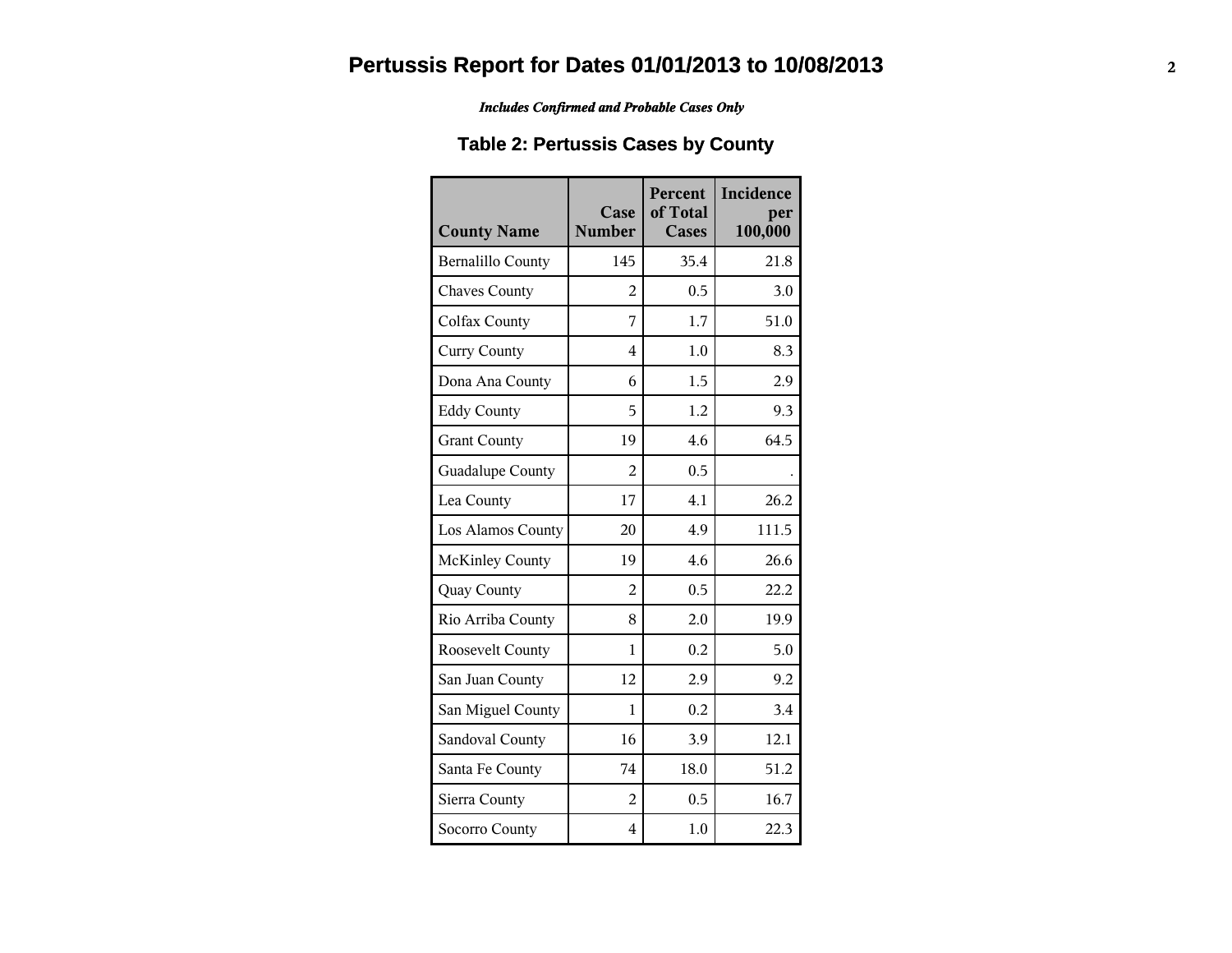# Pertussis Report for Dates 01/01/2013 to 10/08/2013

***Includes Confirmed and Probable Cases Only***

## Table 2: Pertussis Cases by County

| County Name | Case Number | Percent of Total Cases | Incidence per 100,000 |
|---|---|---|---|
| Bernalillo County | 145 | 35.4 | 21.8 |
| Chaves County | 2 | 0.5 | 3.0 |
| Colfax County | 7 | 1.7 | 51.0 |
| Curry County | 4 | 1.0 | 8.3 |
| Dona Ana County | 6 | 1.5 | 2.9 |
| Eddy County | 5 | 1.2 | 9.3 |
| Grant County | 19 | 4.6 | 64.5 |
| Guadalupe County | 2 | 0.5 | . |
| Lea County | 17 | 4.1 | 26.2 |
| Los Alamos County | 20 | 4.9 | 111.5 |
| McKinley County | 19 | 4.6 | 26.6 |
| Quay County | 2 | 0.5 | 22.2 |
| Rio Arriba County | 8 | 2.0 | 19.9 |
| Roosevelt County | 1 | 0.2 | 5.0 |
| San Juan County | 12 | 2.9 | 9.2 |
| San Miguel County | 1 | 0.2 | 3.4 |
| Sandoval County | 16 | 3.9 | 12.1 |
| Santa Fe County | 74 | 18.0 | 51.2 |
| Sierra County | 2 | 0.5 | 16.7 |
| Socorro County | 4 | 1.0 | 22.3 |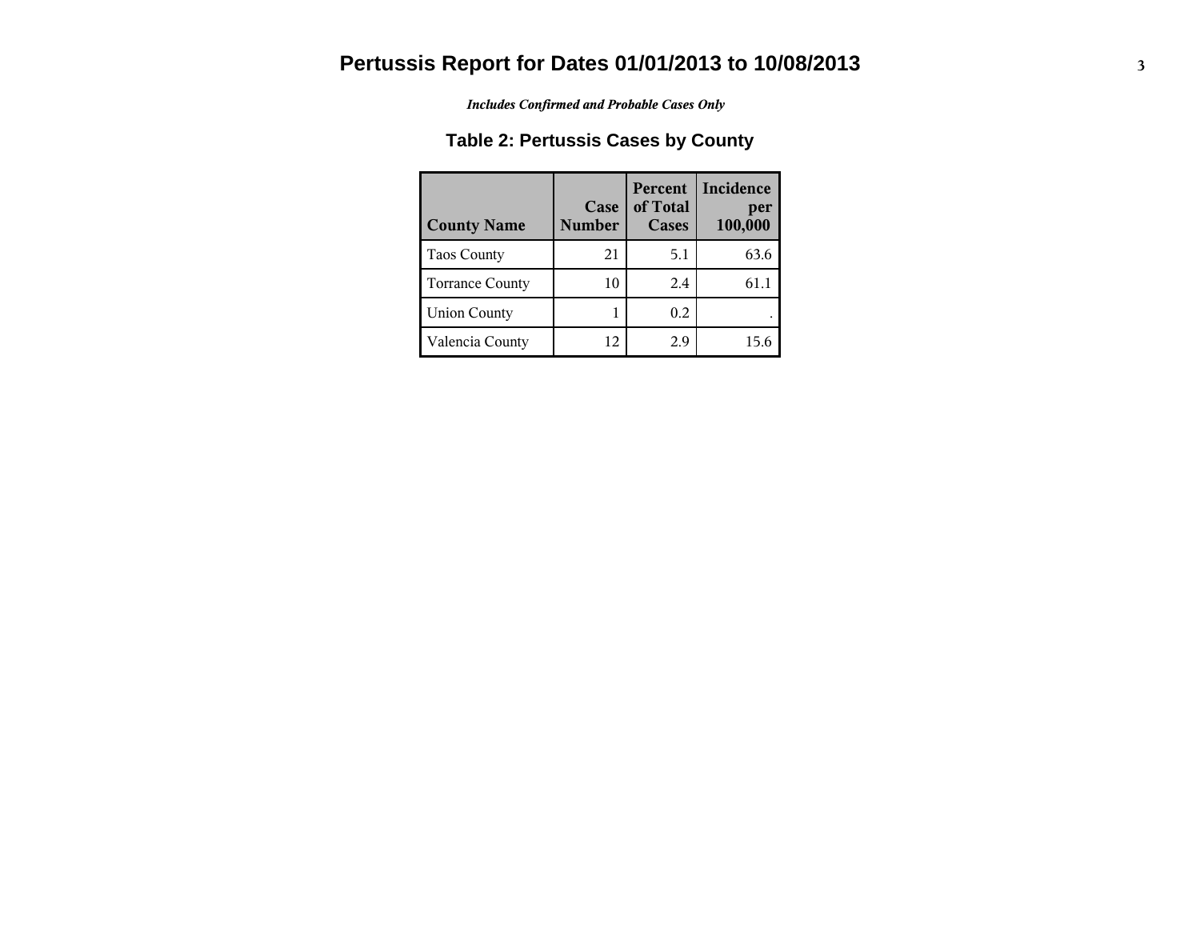# Pertussis Report for Dates 01/01/2013 to 10/08/2013

*Includes Confirmed and Probable Cases Only*

## Table 2: Pertussis Cases by County

| County Name | Case Number | Percent of Total Cases | Incidence per 100,000 |
|---|---|---|---|
| Taos County | 21 | 5.1 | 63.6 |
| Torrance County | 10 | 2.4 | 61.1 |
| Union County | 1 | 0.2 | . |
| Valencia County | 12 | 2.9 | 15.6 |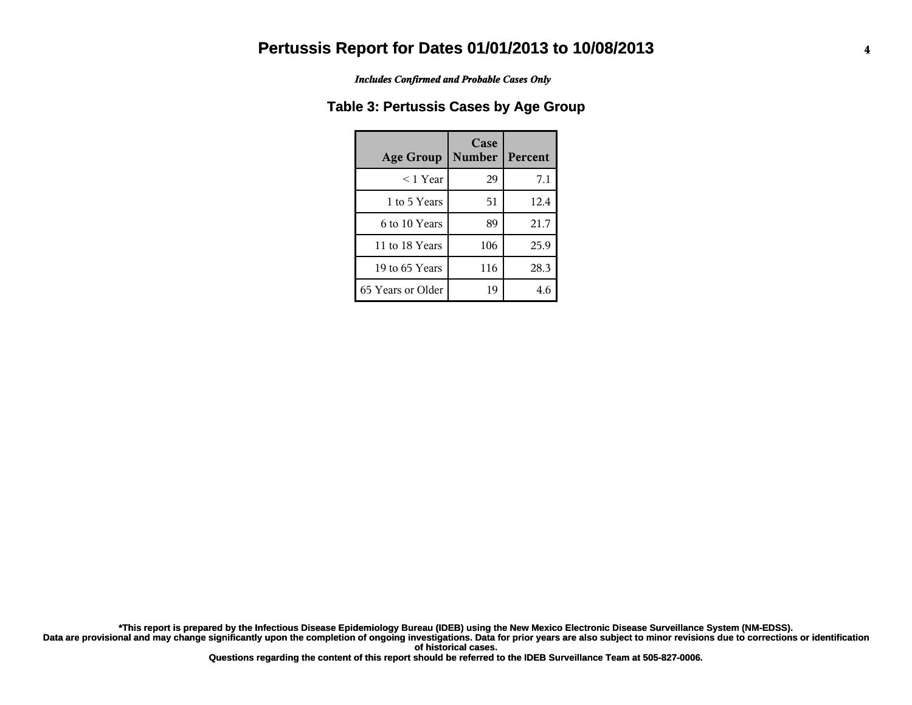# Pertussis Report for Dates 01/01/2013 to 10/08/2013

***Includes Confirmed and Probable Cases Only***

## Table 3: Pertussis Cases by Age Group

| Age Group | Case Number | Percent |
|---|---|---|
| < 1 Year | 29 | 7.1 |
| 1 to 5 Years | 51 | 12.4 |
| 6 to 10 Years | 89 | 21.7 |
| 11 to 18 Years | 106 | 25.9 |
| 19 to 65 Years | 116 | 28.3 |
| 65 Years or Older | 19 | 4.6 |

**\*This report is prepared by the Infectious Disease Epidemiology Bureau (IDEB) using the New Mexico Electronic Disease Surveillance System (NM-EDSS).**
**Data are provisional and may change significantly upon the completion of ongoing investigations. Data for prior years are also subject to minor revisions due to corrections or identification of historical cases.**
**Questions regarding the content of this report should be referred to the IDEB Surveillance Team at 505-827-0006.**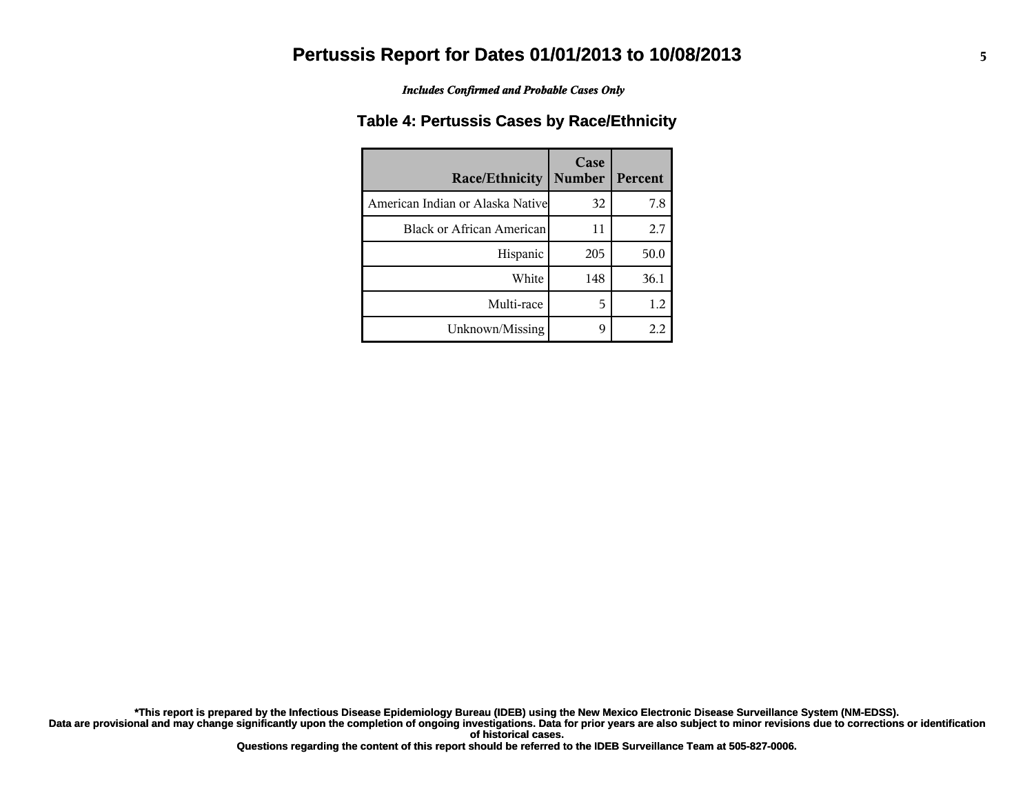# Pertussis Report for Dates 01/01/2013 to 10/08/2013

*Includes Confirmed and Probable Cases Only*

## Table 4: Pertussis Cases by Race/Ethnicity

| Race/Ethnicity | Case Number | Percent |
|---|---|---|
| American Indian or Alaska Native | 32 | 7.8 |
| Black or African American | 11 | 2.7 |
| Hispanic | 205 | 50.0 |
| White | 148 | 36.1 |
| Multi-race | 5 | 1.2 |
| Unknown/Missing | 9 | 2.2 |

**\*This report is prepared by the Infectious Disease Epidemiology Bureau (IDEB) using the New Mexico Electronic Disease Surveillance System (NM-EDSS).**
**Data are provisional and may change significantly upon the completion of ongoing investigations. Data for prior years are also subject to minor revisions due to corrections or identification of historical cases.**
**Questions regarding the content of this report should be referred to the IDEB Surveillance Team at 505-827-0006.**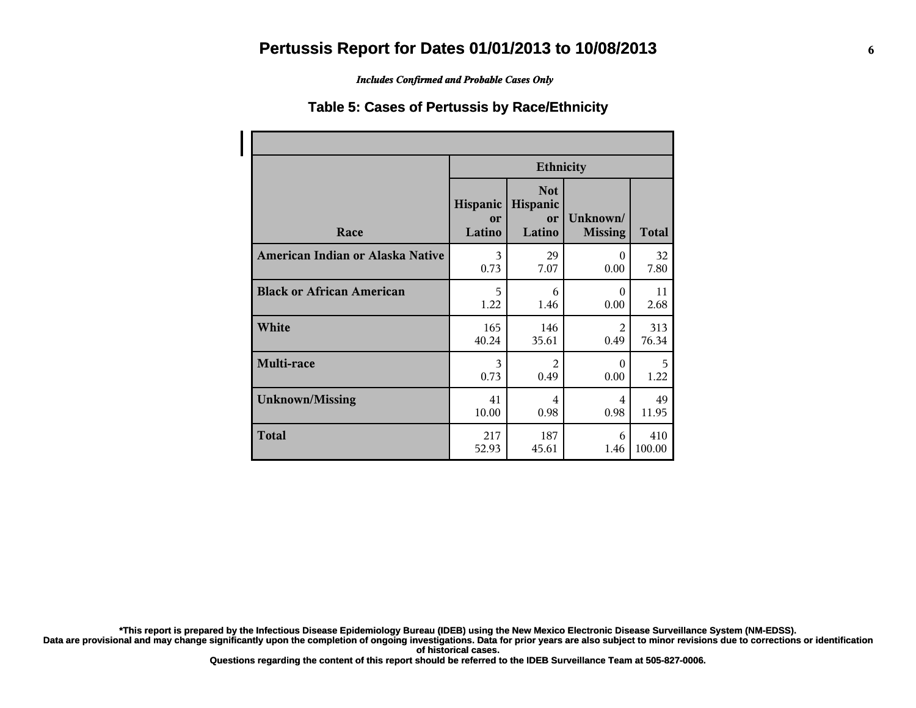# Pertussis Report for Dates 01/01/2013 to 10/08/2013

*Includes Confirmed and Probable Cases Only*

## Table 5: Cases of Pertussis by Race/Ethnicity

| Race | Ethnicity | | | |
|---|---|---|---|---|
| | Hispanic or Latino | Not Hispanic or Latino | Unknown/ Missing | Total |
| **American Indian or Alaska Native** | 3<br>0.73 | 29<br>7.07 | 0<br>0.00 | 32<br>7.80 |
| **Black or African American** | 5<br>1.22 | 6<br>1.46 | 0<br>0.00 | 11<br>2.68 |
| **White** | 165<br>40.24 | 146<br>35.61 | 2<br>0.49 | 313<br>76.34 |
| **Multi-race** | 3<br>0.73 | 2<br>0.49 | 0<br>0.00 | 5<br>1.22 |
| **Unknown/Missing** | 41<br>10.00 | 4<br>0.98 | 4<br>0.98 | 49<br>11.95 |
| **Total** | 217<br>52.93 | 187<br>45.61 | 6<br>1.46 | 410<br>100.00 |

**\*This report is prepared by the Infectious Disease Epidemiology Bureau (IDEB) using the New Mexico Electronic Disease Surveillance System (NM-EDSS).**
**Data are provisional and may change significantly upon the completion of ongoing investigations. Data for prior years are also subject to minor revisions due to corrections or identification of historical cases.**
**Questions regarding the content of this report should be referred to the IDEB Surveillance Team at 505-827-0006.**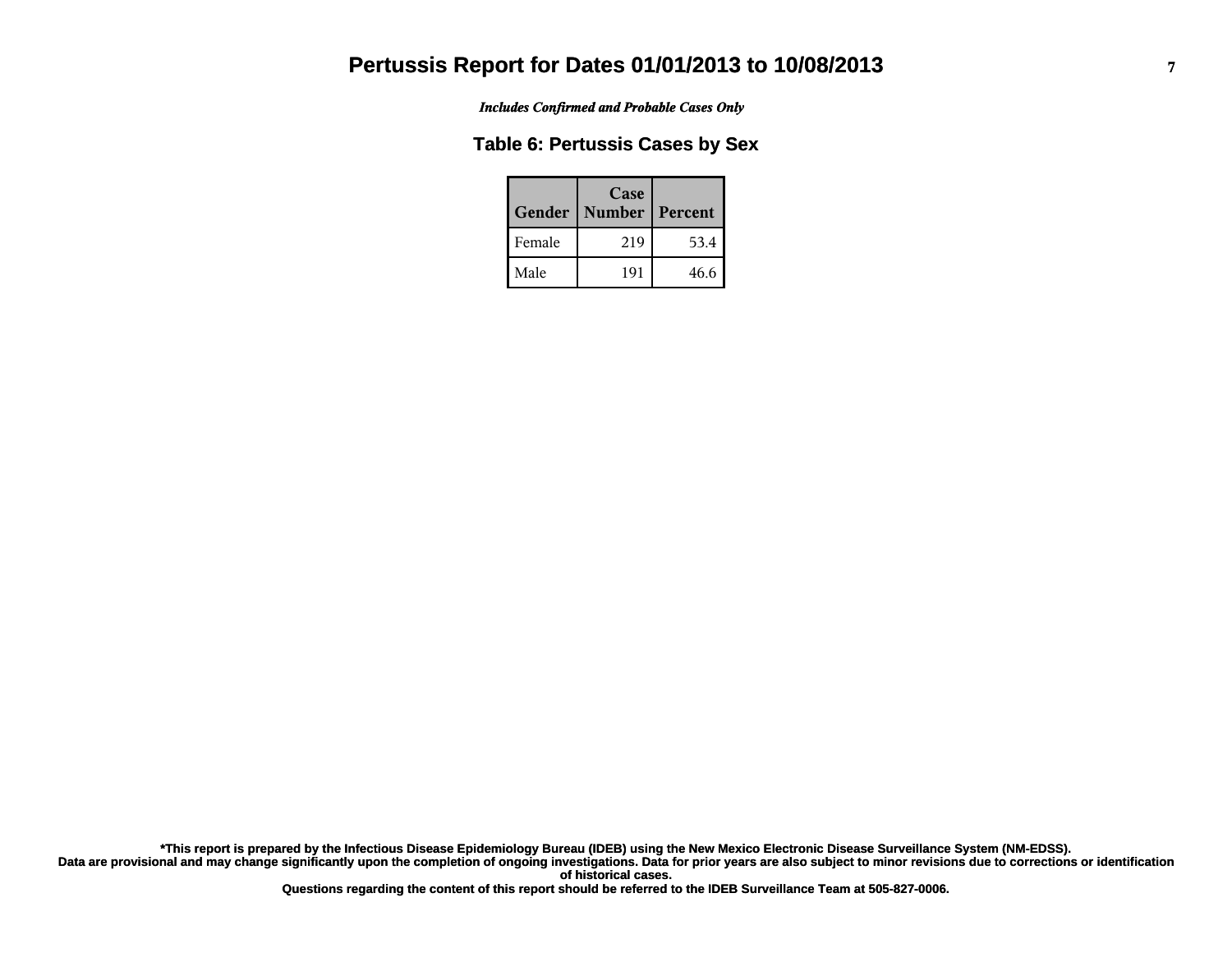# Pertussis Report for Dates 01/01/2013 to 10/08/2013

*Includes Confirmed and Probable Cases Only*

## Table 6: Pertussis Cases by Sex

| Gender | Case Number | Percent |
|---|---|---|
| Female | 219 | 53.4 |
| Male | 191 | 46.6 |

**\*This report is prepared by the Infectious Disease Epidemiology Bureau (IDEB) using the New Mexico Electronic Disease Surveillance System (NM-EDSS). Data are provisional and may change significantly upon the completion of ongoing investigations. Data for prior years are also subject to minor revisions due to corrections or identification of historical cases.**

**Questions regarding the content of this report should be referred to the IDEB Surveillance Team at 505-827-0006.**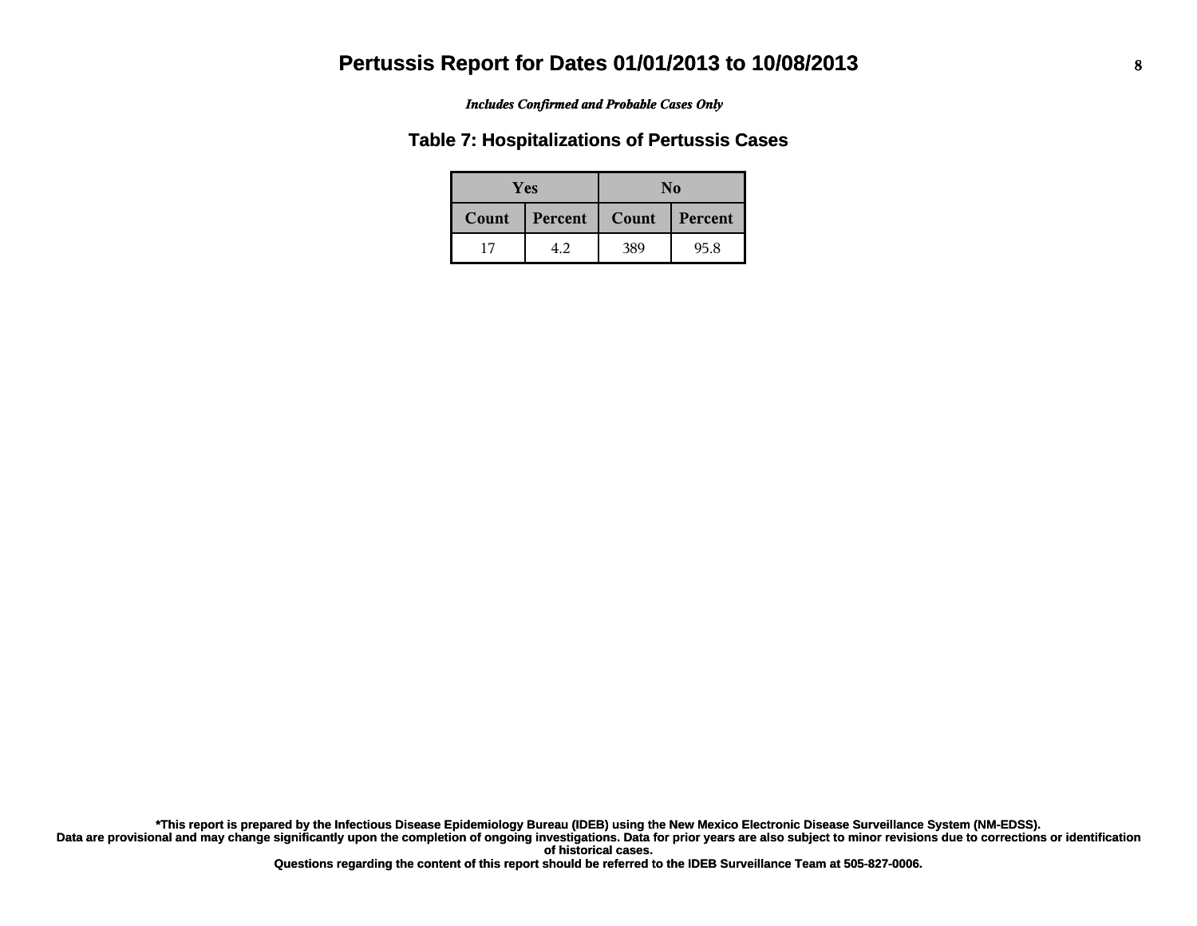# Pertussis Report for Dates 01/01/2013 to 10/08/2013

*Includes Confirmed and Probable Cases Only*

## Table 7: Hospitalizations of Pertussis Cases

| Yes | | No | |
|---|---|---|---|
| Count | Percent | Count | Percent |
| 17 | 4.2 | 389 | 95.8 |

**\*This report is prepared by the Infectious Disease Epidemiology Bureau (IDEB) using the New Mexico Electronic Disease Surveillance System (NM-EDSS). Data are provisional and may change significantly upon the completion of ongoing investigations. Data for prior years are also subject to minor revisions due to corrections or identification of historical cases. Questions regarding the content of this report should be referred to the IDEB Surveillance Team at 505-827-0006.**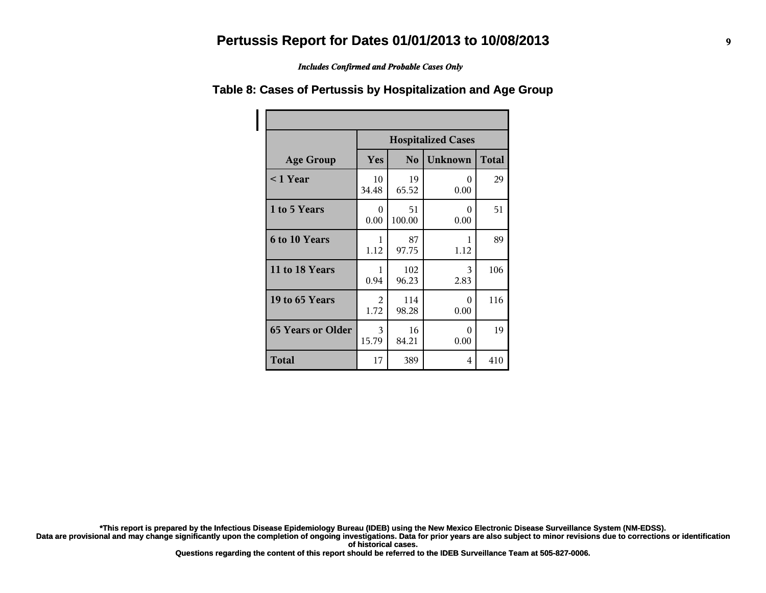# Pertussis Report for Dates 01/01/2013 to 10/08/2013

*Includes Confirmed and Probable Cases Only*

## Table 8: Cases of Pertussis by Hospitalization and Age Group

| | Hospitalized Cases | | | |
|---|---|---|---|---|
| **Age Group** | **Yes** | **No** | **Unknown** | **Total** |
| **< 1 Year** | 10<br>34.48 | 19<br>65.52 | 0<br>0.00 | 29 |
| **1 to 5 Years** | 0<br>0.00 | 51<br>100.00 | 0<br>0.00 | 51 |
| **6 to 10 Years** | 1<br>1.12 | 87<br>97.75 | 1<br>1.12 | 89 |
| **11 to 18 Years** | 1<br>0.94 | 102<br>96.23 | 3<br>2.83 | 106 |
| **19 to 65 Years** | 2<br>1.72 | 114<br>98.28 | 0<br>0.00 | 116 |
| **65 Years or Older** | 3<br>15.79 | 16<br>84.21 | 0<br>0.00 | 19 |
| **Total** | 17 | 389 | 4 | 410 |

**\*This report is prepared by the Infectious Disease Epidemiology Bureau (IDEB) using the New Mexico Electronic Disease Surveillance System (NM-EDSS).**
**Data are provisional and may change significantly upon the completion of ongoing investigations. Data for prior years are also subject to minor revisions due to corrections or identification of historical cases.**
**Questions regarding the content of this report should be referred to the IDEB Surveillance Team at 505-827-0006.**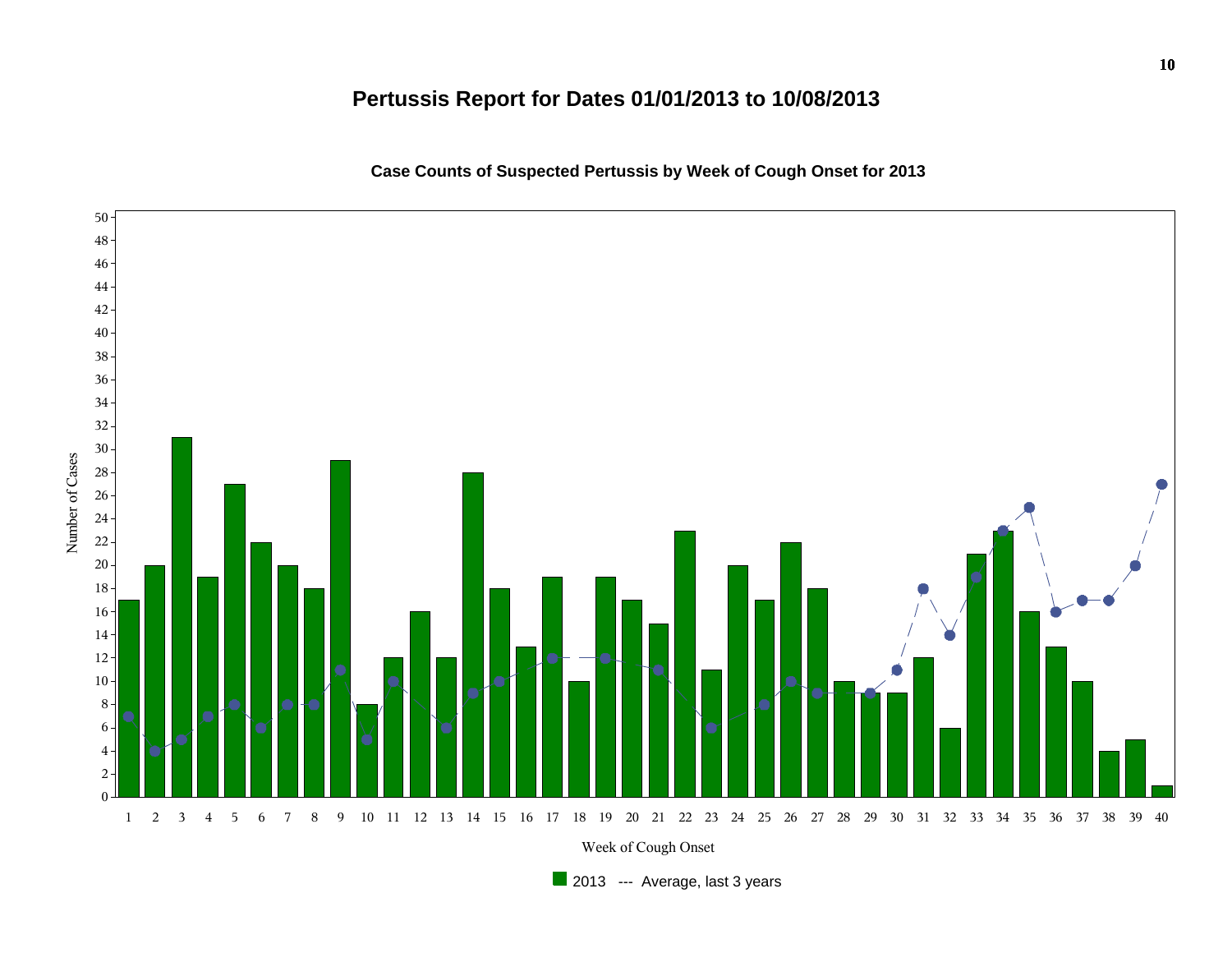# Pertussis Report for Dates 01/01/2013 to 10/08/2013

## Case Counts of Suspected Pertussis by Week of Cough Onset for 2013

Number of Cases

0
2
4
6
8
10
12
14
16
18
20
22
24
26
28
30
32
34
36
38
40
42
44
46
48
50

1 2 3 4 5 6 7 8 9 10 11 12 13 14 15 16 17 18 19 20 21 22 23 24 25 26 27 28 29 30 31 32 33 34 35 36 37 38 39 40

Week of Cough Onset

2013 --- Average, last 3 years